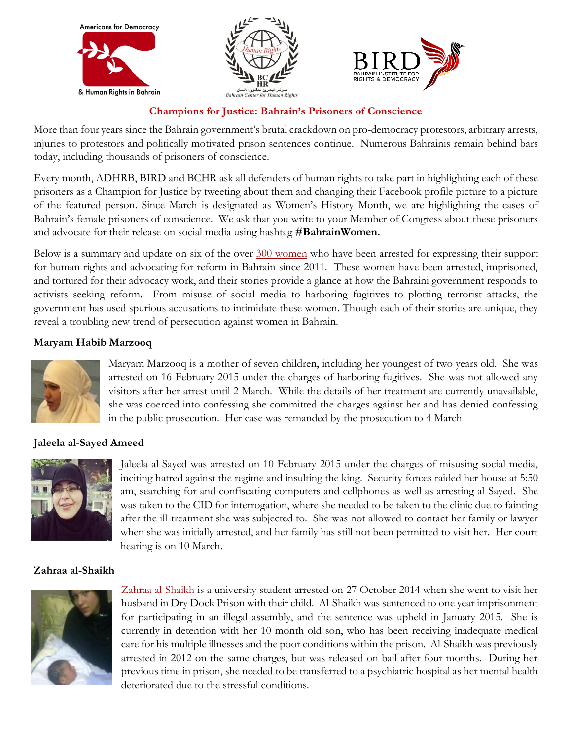## Champions for Justice: Bahrain's Prisoners of Conscience

More than four years since the Bahrain government's brutal crackdown on pro-democracy protestors, arbitrary arrests, injuries to protestors and politically motivated prison sentences continue. Numerous Bahrainis remain behind bars today, including thousands of prisoners of conscience.

Every month, ADHRB, BIRD and BCHR ask all defenders of human rights to take part in highlighting each of these prisoners as a Champion for Justice by tweeting about them and changing their Facebook profile picture to a picture of the featured person. Since March is designated as Women's History Month, we are highlighting the cases of Bahrain's female prisoners of conscience. We ask that you write to your Member of Congress about these prisoners and advocate for their release on social media using hashtag **#BahrainWomen.**

Below is a summary and update on six of the over 300 women who have been arrested for expressing their support for human rights and advocating for reform in Bahrain since 2011. These women have been arrested, imprisoned, and tortured for their advocacy work, and their stories provide a glance at how the Bahraini government responds to activists seeking reform. From misuse of social media to harboring fugitives to plotting terrorist attacks, the government has used spurious accusations to intimidate these women. Though each of their stories are unique, they reveal a troubling new trend of persecution against women in Bahrain.

### Maryam Habib Marzooq

Maryam Marzooq is a mother of seven children, including her youngest of two years old. She was arrested on 16 February 2015 under the charges of harboring fugitives. She was not allowed any visitors after her arrest until 2 March. While the details of her treatment are currently unavailable, she was coerced into confessing she committed the charges against her and has denied confessing in the public prosecution. Her case was remanded by the prosecution to 4 March

### Jaleela al-Sayed Ameed

Jaleela al-Sayed was arrested on 10 February 2015 under the charges of misusing social media, inciting hatred against the regime and insulting the king. Security forces raided her house at 5:50 am, searching for and confiscating computers and cellphones as well as arresting al-Sayed. She was taken to the CID for interrogation, where she needed to be taken to the clinic due to fainting after the ill-treatment she was subjected to. She was not allowed to contact her family or lawyer when she was initially arrested, and her family has still not been permitted to visit her. Her court hearing is on 10 March.

### Zahraa al-Shaikh

Zahraa al-Shaikh is a university student arrested on 27 October 2014 when she went to visit her husband in Dry Dock Prison with their child. Al-Shaikh was sentenced to one year imprisonment for participating in an illegal assembly, and the sentence was upheld in January 2015. She is currently in detention with her 10 month old son, who has been receiving inadequate medical care for his multiple illnesses and the poor conditions within the prison. Al-Shaikh was previously arrested in 2012 on the same charges, but was released on bail after four months. During her previous time in prison, she needed to be transferred to a psychiatric hospital as her mental health deteriorated due to the stressful conditions.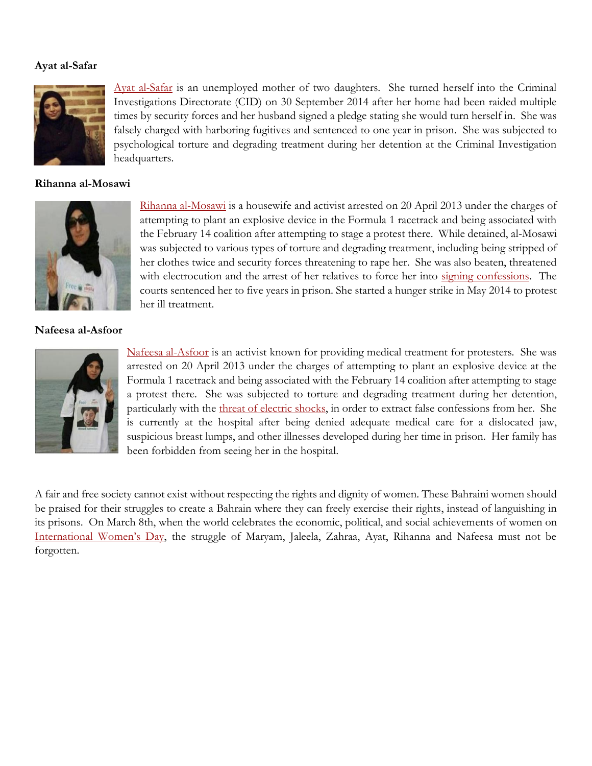**Ayat al-Safar**

Ayat al-Safar is an unemployed mother of two daughters. She turned herself into the Criminal Investigations Directorate (CID) on 30 September 2014 after her home had been raided multiple times by security forces and her husband signed a pledge stating she would turn herself in. She was falsely charged with harboring fugitives and sentenced to one year in prison. She was subjected to psychological torture and degrading treatment during her detention at the Criminal Investigation headquarters.

**Rihanna al-Mosawi**

Rihanna al-Mosawi is a housewife and activist arrested on 20 April 2013 under the charges of attempting to plant an explosive device in the Formula 1 racetrack and being associated with the February 14 coalition after attempting to stage a protest there. While detained, al-Mosawi was subjected to various types of torture and degrading treatment, including being stripped of her clothes twice and security forces threatening to rape her. She was also beaten, threatened with electrocution and the arrest of her relatives to force her into signing confessions. The courts sentenced her to five years in prison. She started a hunger strike in May 2014 to protest her ill treatment.

**Nafeesa al-Asfoor**

Nafeesa al-Asfoor is an activist known for providing medical treatment for protesters. She was arrested on 20 April 2013 under the charges of attempting to plant an explosive device at the Formula 1 racetrack and being associated with the February 14 coalition after attempting to stage a protest there. She was subjected to torture and degrading treatment during her detention, particularly with the threat of electric shocks, in order to extract false confessions from her. She is currently at the hospital after being denied adequate medical care for a dislocated jaw, suspicious breast lumps, and other illnesses developed during her time in prison. Her family has been forbidden from seeing her in the hospital.

A fair and free society cannot exist without respecting the rights and dignity of women. These Bahraini women should be praised for their struggles to create a Bahrain where they can freely exercise their rights, instead of languishing in its prisons. On March 8th, when the world celebrates the economic, political, and social achievements of women on International Women's Day, the struggle of Maryam, Jaleela, Zahraa, Ayat, Rihanna and Nafeesa must not be forgotten.